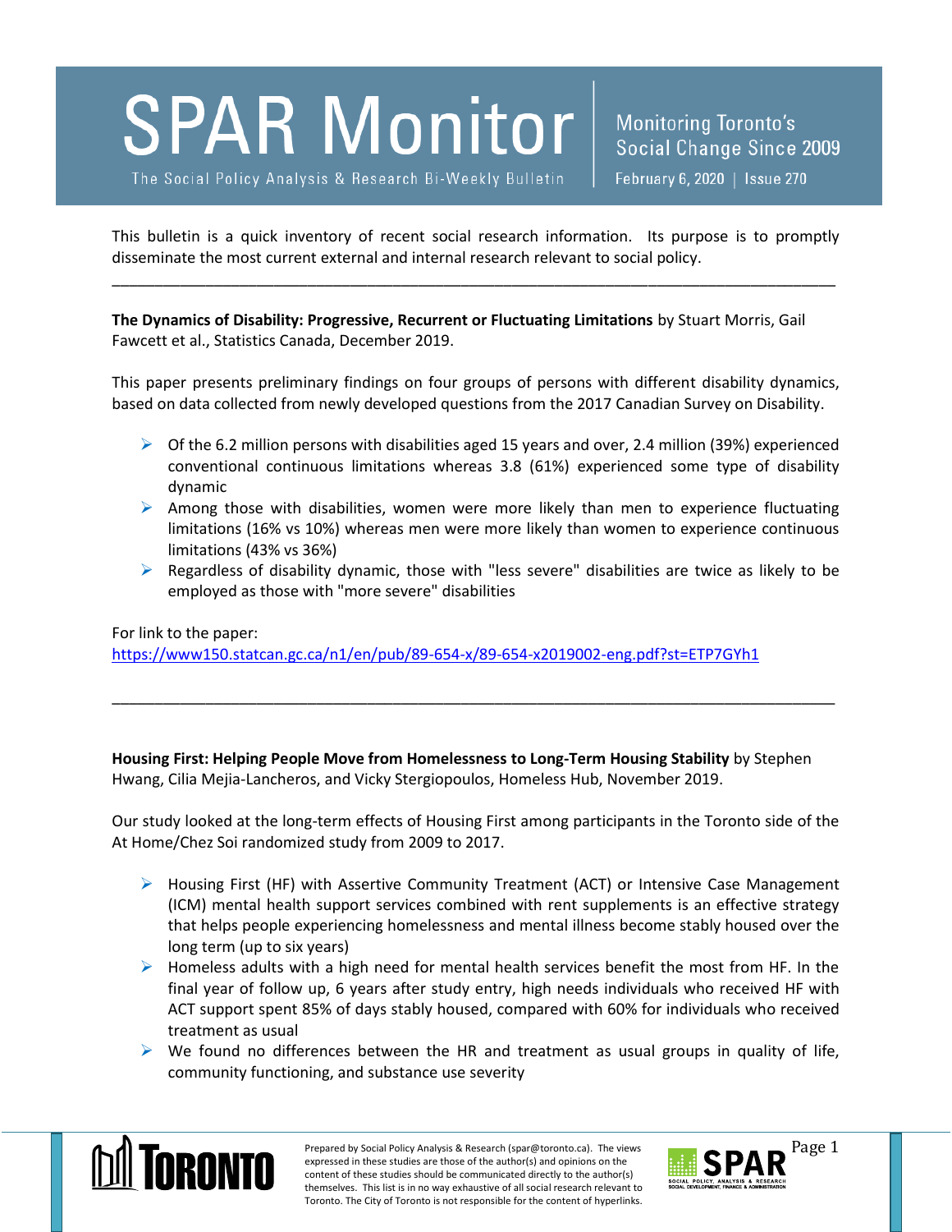# SPAR Monitor

The Social Policy Analysis & Research Bi-Weekly Bulletin

Monitoring Toronto's Social Change Since 2009

February 6, 2020 | Issue 270

This bulletin is a quick inventory of recent social research information. Its purpose is to promptly disseminate the most current external and internal research relevant to social policy.

---

**The Dynamics of Disability: Progressive, Recurrent or Fluctuating Limitations** by Stuart Morris, Gail Fawcett et al., Statistics Canada, December 2019.

This paper presents preliminary findings on four groups of persons with different disability dynamics, based on data collected from newly developed questions from the 2017 Canadian Survey on Disability.

- Of the 6.2 million persons with disabilities aged 15 years and over, 2.4 million (39%) experienced conventional continuous limitations whereas 3.8 (61%) experienced some type of disability dynamic
- Among those with disabilities, women were more likely than men to experience fluctuating limitations (16% vs 10%) whereas men were more likely than women to experience continuous limitations (43% vs 36%)
- Regardless of disability dynamic, those with "less severe" disabilities are twice as likely to be employed as those with "more severe" disabilities

For link to the paper:
https://www150.statcan.gc.ca/n1/en/pub/89-654-x/89-654-x2019002-eng.pdf?st=ETP7GYh1

---

**Housing First: Helping People Move from Homelessness to Long-Term Housing Stability** by Stephen Hwang, Cilia Mejia-Lancheros, and Vicky Stergiopoulos, Homeless Hub, November 2019.

Our study looked at the long-term effects of Housing First among participants in the Toronto side of the At Home/Chez Soi randomized study from 2009 to 2017.

- Housing First (HF) with Assertive Community Treatment (ACT) or Intensive Case Management (ICM) mental health support services combined with rent supplements is an effective strategy that helps people experiencing homelessness and mental illness become stably housed over the long term (up to six years)
- Homeless adults with a high need for mental health services benefit the most from HF. In the final year of follow up, 6 years after study entry, high needs individuals who received HF with ACT support spent 85% of days stably housed, compared with 60% for individuals who received treatment as usual
- We found no differences between the HR and treatment as usual groups in quality of life, community functioning, and substance use severity

Prepared by Social Policy Analysis & Research (spar@toronto.ca). The views expressed in these studies are those of the author(s) and opinions on the content of these studies should be communicated directly to the author(s) themselves. This list is in no way exhaustive of all social research relevant to Toronto. The City of Toronto is not responsible for the content of hyperlinks.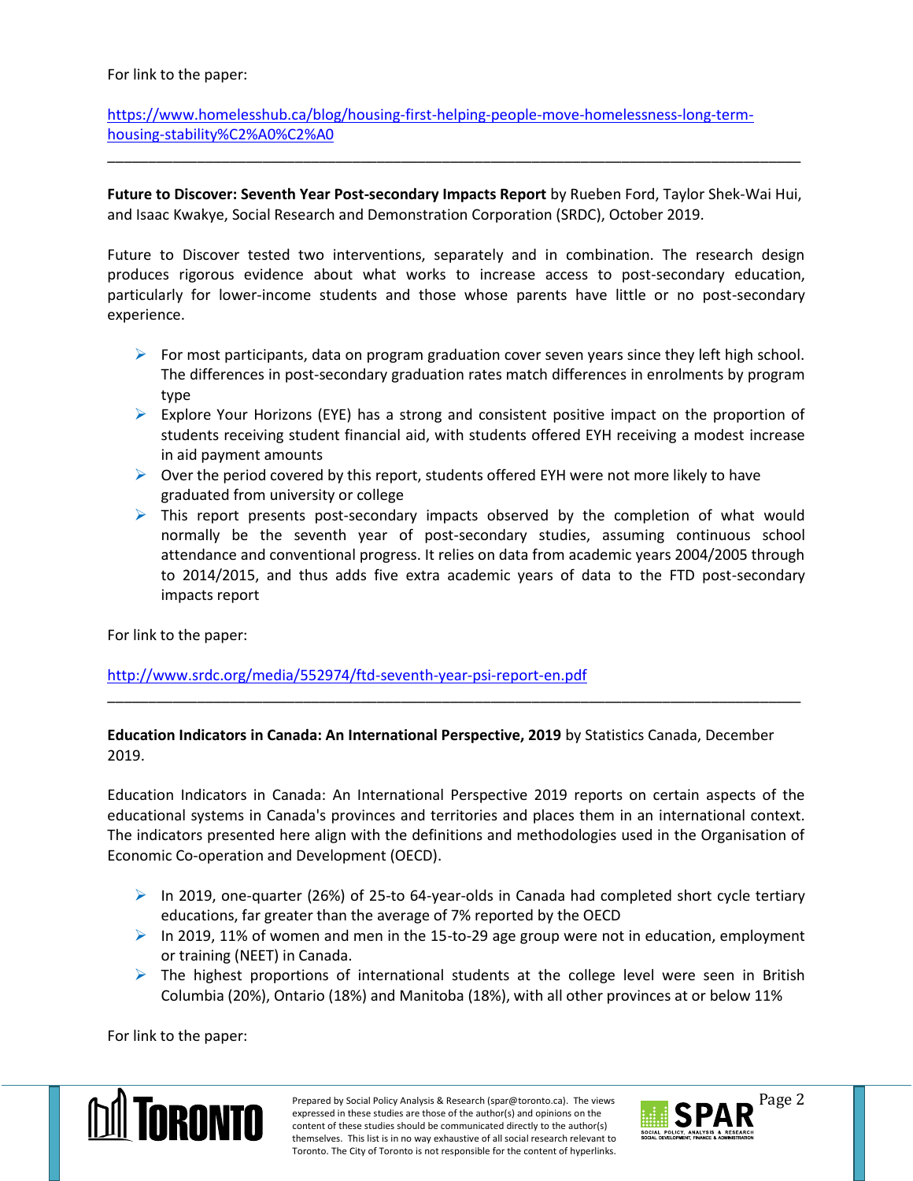For link to the paper:

https://www.homelesshub.ca/blog/housing-first-helping-people-move-homelessness-long-term-housing-stability%C2%A0%C2%A0

---

**Future to Discover: Seventh Year Post-secondary Impacts Report** by Rueben Ford, Taylor Shek-Wai Hui, and Isaac Kwakye, Social Research and Demonstration Corporation (SRDC), October 2019.

Future to Discover tested two interventions, separately and in combination. The research design produces rigorous evidence about what works to increase access to post-secondary education, particularly for lower-income students and those whose parents have little or no post-secondary experience.

- For most participants, data on program graduation cover seven years since they left high school. The differences in post-secondary graduation rates match differences in enrolments by program type
- Explore Your Horizons (EYE) has a strong and consistent positive impact on the proportion of students receiving student financial aid, with students offered EYH receiving a modest increase in aid payment amounts
- Over the period covered by this report, students offered EYH were not more likely to have graduated from university or college
- This report presents post-secondary impacts observed by the completion of what would normally be the seventh year of post-secondary studies, assuming continuous school attendance and conventional progress. It relies on data from academic years 2004/2005 through to 2014/2015, and thus adds five extra academic years of data to the FTD post-secondary impacts report

For link to the paper:

http://www.srdc.org/media/552974/ftd-seventh-year-psi-report-en.pdf

---

**Education Indicators in Canada: An International Perspective, 2019** by Statistics Canada, December 2019.

Education Indicators in Canada: An International Perspective 2019 reports on certain aspects of the educational systems in Canada's provinces and territories and places them in an international context. The indicators presented here align with the definitions and methodologies used in the Organisation of Economic Co-operation and Development (OECD).

- In 2019, one-quarter (26%) of 25-to 64-year-olds in Canada had completed short cycle tertiary educations, far greater than the average of 7% reported by the OECD
- In 2019, 11% of women and men in the 15-to-29 age group were not in education, employment or training (NEET) in Canada.
- The highest proportions of international students at the college level were seen in British Columbia (20%), Ontario (18%) and Manitoba (18%), with all other provinces at or below 11%

For link to the paper: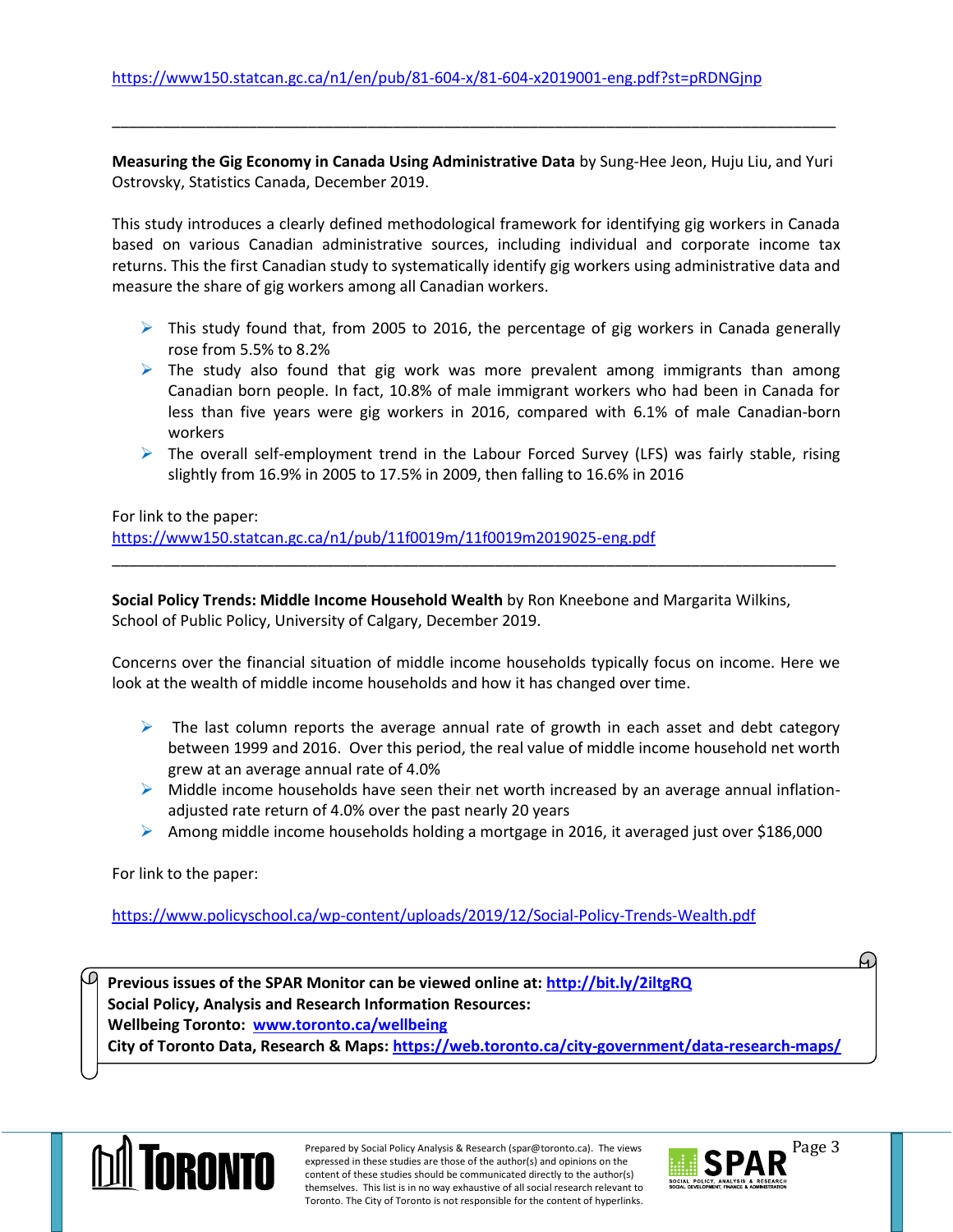https://www150.statcan.gc.ca/n1/en/pub/81-604-x/81-604-x2019001-eng.pdf?st=pRDNGjnp

---

**Measuring the Gig Economy in Canada Using Administrative Data** by Sung-Hee Jeon, Huju Liu, and Yuri Ostrovsky, Statistics Canada, December 2019.

This study introduces a clearly defined methodological framework for identifying gig workers in Canada based on various Canadian administrative sources, including individual and corporate income tax returns. This the first Canadian study to systematically identify gig workers using administrative data and measure the share of gig workers among all Canadian workers.

- This study found that, from 2005 to 2016, the percentage of gig workers in Canada generally rose from 5.5% to 8.2%
- The study also found that gig work was more prevalent among immigrants than among Canadian born people. In fact, 10.8% of male immigrant workers who had been in Canada for less than five years were gig workers in 2016, compared with 6.1% of male Canadian-born workers
- The overall self-employment trend in the Labour Forced Survey (LFS) was fairly stable, rising slightly from 16.9% in 2005 to 17.5% in 2009, then falling to 16.6% in 2016

For link to the paper:
https://www150.statcan.gc.ca/n1/pub/11f0019m/11f0019m2019025-eng.pdf

---

**Social Policy Trends: Middle Income Household Wealth** by Ron Kneebone and Margarita Wilkins, School of Public Policy, University of Calgary, December 2019.

Concerns over the financial situation of middle income households typically focus on income. Here we look at the wealth of middle income households and how it has changed over time.

- The last column reports the average annual rate of growth in each asset and debt category between 1999 and 2016. Over this period, the real value of middle income household net worth grew at an average annual rate of 4.0%
- Middle income households have seen their net worth increased by an average annual inflation-adjusted rate return of 4.0% over the past nearly 20 years
- Among middle income households holding a mortgage in 2016, it averaged just over $186,000

For link to the paper:

https://www.policyschool.ca/wp-content/uploads/2019/12/Social-Policy-Trends-Wealth.pdf

**Previous issues of the SPAR Monitor can be viewed online at: http://bit.ly/2iltgRQ**
**Social Policy, Analysis and Research Information Resources:**
**Wellbeing Toronto: www.toronto.ca/wellbeing**
**City of Toronto Data, Research & Maps: https://web.toronto.ca/city-government/data-research-maps/**

Prepared by Social Policy Analysis & Research (spar@toronto.ca). The views expressed in these studies are those of the author(s) and opinions on the content of these studies should be communicated directly to the author(s) themselves. This list is in no way exhaustive of all social research relevant to Toronto. The City of Toronto is not responsible for the content of hyperlinks.